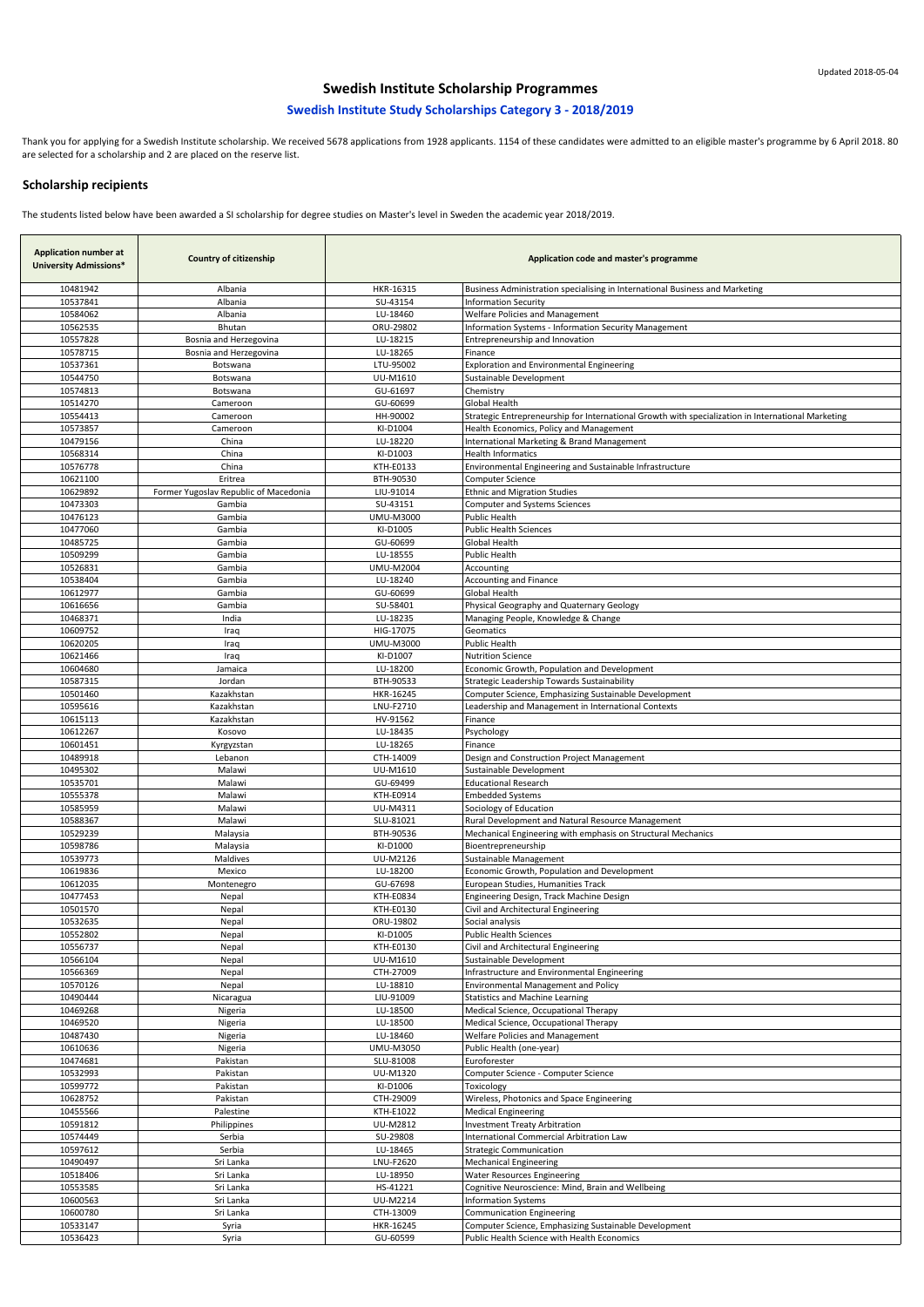Updated 2018-05-04

# Swedish Institute Scholarship Programmes

## Swedish Institute Study Scholarships Category 3 - 2018/2019

Thank you for applying for a Swedish Institute scholarship. We received 5678 applications from 1928 applicants. 1154 of these candidates were admitted to an eligible master's programme by 6 April 2018. 80 are selected for a scholarship and 2 are placed on the reserve list.

### Scholarship recipients

The students listed below have been awarded a SI scholarship for degree studies on Master's level in Sweden the academic year 2018/2019.

| Application number at University Admissions* | Country of citizenship | Application code and master's programme | |
|---|---|---|---|
| 10481942 | Albania | HKR-16315 | Business Administration specialising in International Business and Marketing |
| 10537841 | Albania | SU-43154 | Information Security |
| 10584062 | Albania | LU-18460 | Welfare Policies and Management |
| 10562535 | Bhutan | ORU-29802 | Information Systems - Information Security Management |
| 10557828 | Bosnia and Herzegovina | LU-18215 | Entrepreneurship and Innovation |
| 10578715 | Bosnia and Herzegovina | LU-18265 | Finance |
| 10537361 | Botswana | LTU-95002 | Exploration and Environmental Engineering |
| 10544750 | Botswana | UU-M1610 | Sustainable Development |
| 10574813 | Botswana | GU-61697 | Chemistry |
| 10514270 | Cameroon | GU-60699 | Global Health |
| 10554413 | Cameroon | HH-90002 | Strategic Entrepreneurship for International Growth with specialization in International Marketing |
| 10573857 | Cameroon | KI-D1004 | Health Economics, Policy and Management |
| 10479156 | China | LU-18220 | International Marketing & Brand Management |
| 10568314 | China | KI-D1003 | Health Informatics |
| 10576778 | China | KTH-E0133 | Environmental Engineering and Sustainable Infrastructure |
| 10621100 | Eritrea | BTH-90530 | Computer Science |
| 10629892 | Former Yugoslav Republic of Macedonia | LIU-91014 | Ethnic and Migration Studies |
| 10473303 | Gambia | SU-43151 | Computer and Systems Sciences |
| 10476123 | Gambia | UMU-M3000 | Public Health |
| 10477060 | Gambia | KI-D1005 | Public Health Sciences |
| 10485725 | Gambia | GU-60699 | Global Health |
| 10509299 | Gambia | LU-18555 | Public Health |
| 10526831 | Gambia | UMU-M2004 | Accounting |
| 10538404 | Gambia | LU-18240 | Accounting and Finance |
| 10612977 | Gambia | GU-60699 | Global Health |
| 10616656 | Gambia | SU-58401 | Physical Geography and Quaternary Geology |
| 10468371 | India | LU-18235 | Managing People, Knowledge & Change |
| 10609752 | Iraq | HIG-17075 | Geomatics |
| 10620205 | Iraq | UMU-M3000 | Public Health |
| 10621466 | Iraq | KI-D1007 | Nutrition Science |
| 10604680 | Jamaica | LU-18200 | Economic Growth, Population and Development |
| 10587315 | Jordan | BTH-90533 | Strategic Leadership Towards Sustainability |
| 10501460 | Kazakhstan | HKR-16245 | Computer Science, Emphasizing Sustainable Development |
| 10595616 | Kazakhstan | LNU-F2710 | Leadership and Management in International Contexts |
| 10615113 | Kazakhstan | HV-91562 | Finance |
| 10612267 | Kosovo | LU-18435 | Psychology |
| 10601451 | Kyrgyzstan | LU-18265 | Finance |
| 10489918 | Lebanon | CTH-14009 | Design and Construction Project Management |
| 10495302 | Malawi | UU-M1610 | Sustainable Development |
| 10535701 | Malawi | GU-69499 | Educational Research |
| 10555378 | Malawi | KTH-E0914 | Embedded Systems |
| 10585959 | Malawi | UU-M4311 | Sociology of Education |
| 10588367 | Malawi | SLU-81021 | Rural Development and Natural Resource Management |
| 10529239 | Malaysia | BTH-90536 | Mechanical Engineering with emphasis on Structural Mechanics |
| 10598786 | Malaysia | KI-D1000 | Bioentrepreneurship |
| 10539773 | Maldives | UU-M2126 | Sustainable Management |
| 10619836 | Mexico | LU-18200 | Economic Growth, Population and Development |
| 10612035 | Montenegro | GU-67698 | European Studies, Humanities Track |
| 10477453 | Nepal | KTH-E0834 | Engineering Design, Track Machine Design |
| 10501570 | Nepal | KTH-E0130 | Civil and Architectural Engineering |
| 10532635 | Nepal | ORU-19802 | Social analysis |
| 10552802 | Nepal | KI-D1005 | Public Health Sciences |
| 10556737 | Nepal | KTH-E0130 | Civil and Architectural Engineering |
| 10566104 | Nepal | UU-M1610 | Sustainable Development |
| 10566369 | Nepal | CTH-27009 | Infrastructure and Environmental Engineering |
| 10570126 | Nepal | LU-18810 | Environmental Management and Policy |
| 10490444 | Nicaragua | LIU-91009 | Statistics and Machine Learning |
| 10469268 | Nigeria | LU-18500 | Medical Science, Occupational Therapy |
| 10469520 | Nigeria | LU-18500 | Medical Science, Occupational Therapy |
| 10487430 | Nigeria | LU-18460 | Welfare Policies and Management |
| 10610636 | Nigeria | UMU-M3050 | Public Health (one-year) |
| 10474681 | Pakistan | SLU-81008 | Euroforester |
| 10532993 | Pakistan | UU-M1320 | Computer Science - Computer Science |
| 10599772 | Pakistan | KI-D1006 | Toxicology |
| 10628752 | Pakistan | CTH-29009 | Wireless, Photonics and Space Engineering |
| 10455566 | Palestine | KTH-E1022 | Medical Engineering |
| 10591812 | Philippines | UU-M2812 | Investment Treaty Arbitration |
| 10574449 | Serbia | SU-29808 | International Commercial Arbitration Law |
| 10597612 | Serbia | LU-18465 | Strategic Communication |
| 10490497 | Sri Lanka | LNU-F2620 | Mechanical Engineering |
| 10518406 | Sri Lanka | LU-18950 | Water Resources Engineering |
| 10553585 | Sri Lanka | HS-41221 | Cognitive Neuroscience: Mind, Brain and Wellbeing |
| 10600563 | Sri Lanka | UU-M2214 | Information Systems |
| 10600780 | Sri Lanka | CTH-13009 | Communication Engineering |
| 10533147 | Syria | HKR-16245 | Computer Science, Emphasizing Sustainable Development |
| 10536423 | Syria | GU-60599 | Public Health Science with Health Economics |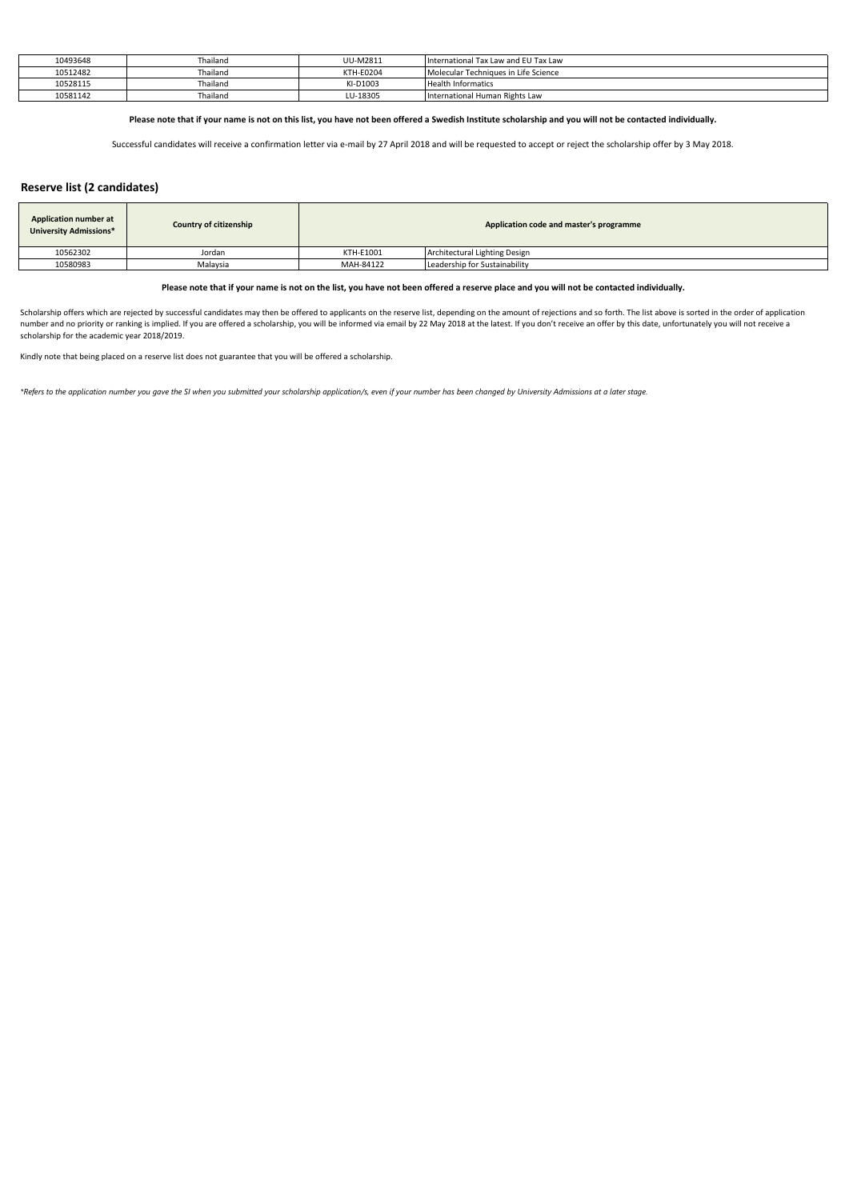| | | | |
|---|---|---|---|
| 10493648 | Thailand | UU-M2811 | International Tax Law and EU Tax Law |
| 10512482 | Thailand | KTH-E0204 | Molecular Techniques in Life Science |
| 10528115 | Thailand | KI-D1003 | Health Informatics |
| 10581142 | Thailand | LU-18305 | International Human Rights Law |

**Please note that if your name is not on this list, you have not been offered a Swedish Institute scholarship and you will not be contacted individually.**

Successful candidates will receive a confirmation letter via e-mail by 27 April 2018 and will be requested to accept or reject the scholarship offer by 3 May 2018.

## Reserve list (2 candidates)

| Application number at University Admissions* | Country of citizenship | Application code and master's programme | |
|---|---|---|---|
| 10562302 | Jordan | KTH-E1001 | Architectural Lighting Design |
| 10580983 | Malaysia | MAH-84122 | Leadership for Sustainability |

**Please note that if your name is not on the list, you have not been offered a reserve place and you will not be contacted individually.**

Scholarship offers which are rejected by successful candidates may then be offered to applicants on the reserve list, depending on the amount of rejections and so forth. The list above is sorted in the order of application number and no priority or ranking is implied. If you are offered a scholarship, you will be informed via email by 22 May 2018 at the latest. If you don't receive an offer by this date, unfortunately you will not receive a scholarship for the academic year 2018/2019.

Kindly note that being placed on a reserve list does not guarantee that you will be offered a scholarship.

*\*Refers to the application number you gave the SI when you submitted your scholarship application/s, even if your number has been changed by University Admissions at a later stage.*